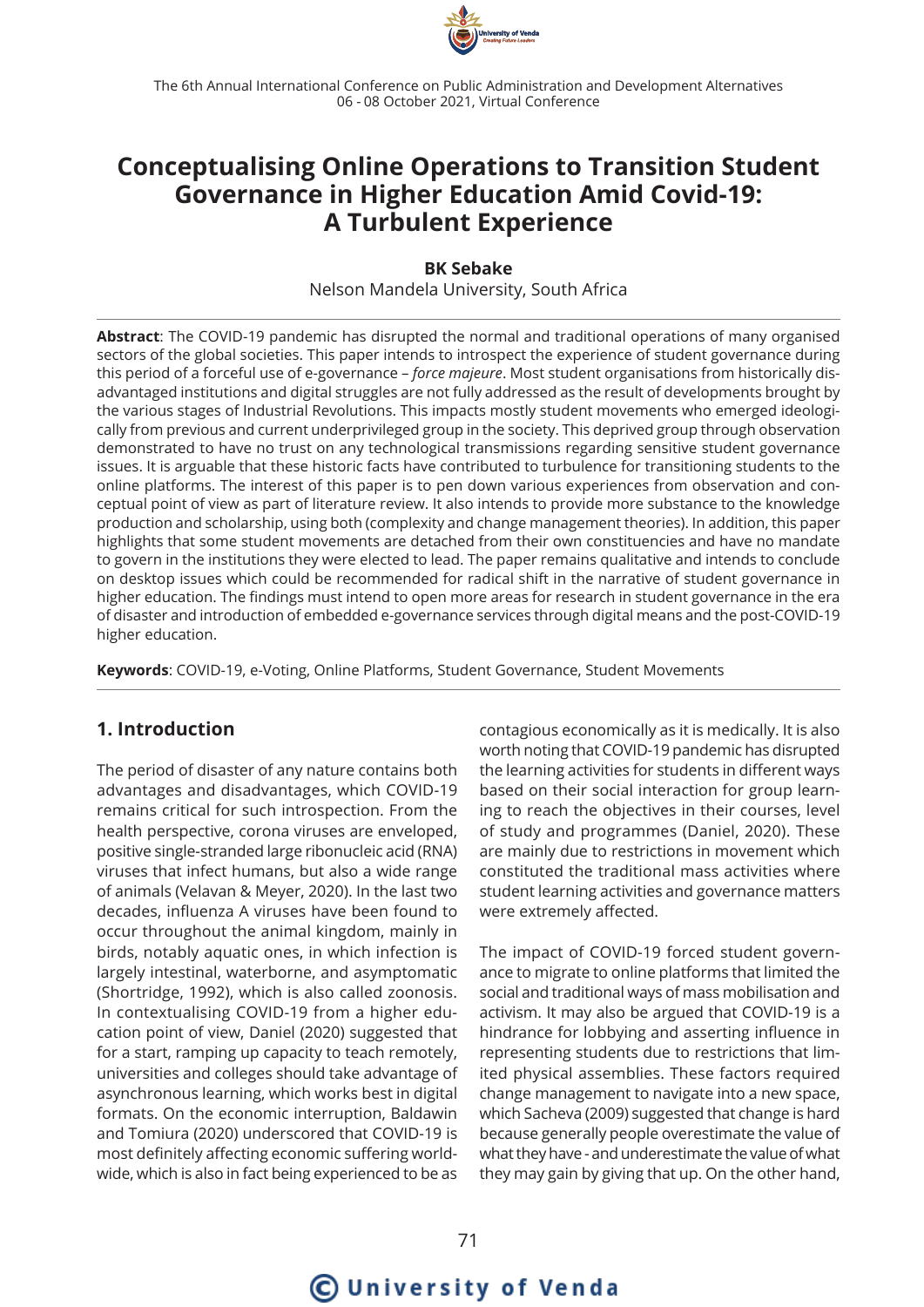# Conceptualising Online Operations to Transition Student Governance in Higher Education Amid Covid-19: A Turbulent Experience

**BK Sebake**

Nelson Mandela University, South Africa

**Abstract**: The COVID-19 pandemic has disrupted the normal and traditional operations of many organised sectors of the global societies. This paper intends to introspect the experience of student governance during this period of a forceful use of e-governance – *force majeure*. Most student organisations from historically disadvantaged institutions and digital struggles are not fully addressed as the result of developments brought by the various stages of Industrial Revolutions. This impacts mostly student movements who emerged ideologically from previous and current underprivileged group in the society. This deprived group through observation demonstrated to have no trust on any technological transmissions regarding sensitive student governance issues. It is arguable that these historic facts have contributed to turbulence for transitioning students to the online platforms. The interest of this paper is to pen down various experiences from observation and conceptual point of view as part of literature review. It also intends to provide more substance to the knowledge production and scholarship, using both (complexity and change management theories). In addition, this paper highlights that some student movements are detached from their own constituencies and have no mandate to govern in the institutions they were elected to lead. The paper remains qualitative and intends to conclude on desktop issues which could be recommended for radical shift in the narrative of student governance in higher education. The findings must intend to open more areas for research in student governance in the era of disaster and introduction of embedded e-governance services through digital means and the post-COVID-19 higher education.

**Keywords**: COVID-19, e-Voting, Online Platforms, Student Governance, Student Movements

## 1. Introduction

The period of disaster of any nature contains both advantages and disadvantages, which COVID-19 remains critical for such introspection. From the health perspective, corona viruses are enveloped, positive single-stranded large ribonucleic acid (RNA) viruses that infect humans, but also a wide range of animals (Velavan & Meyer, 2020). In the last two decades, influenza A viruses have been found to occur throughout the animal kingdom, mainly in birds, notably aquatic ones, in which infection is largely intestinal, waterborne, and asymptomatic (Shortridge, 1992), which is also called zoonosis. In contextualising COVID-19 from a higher education point of view, Daniel (2020) suggested that for a start, ramping up capacity to teach remotely, universities and colleges should take advantage of asynchronous learning, which works best in digital formats. On the economic interruption, Baldawin and Tomiura (2020) underscored that COVID-19 is most definitely affecting economic suffering worldwide, which is also in fact being experienced to be as contagious economically as it is medically. It is also worth noting that COVID-19 pandemic has disrupted the learning activities for students in different ways based on their social interaction for group learning to reach the objectives in their courses, level of study and programmes (Daniel, 2020). These are mainly due to restrictions in movement which constituted the traditional mass activities where student learning activities and governance matters were extremely affected.

The impact of COVID-19 forced student governance to migrate to online platforms that limited the social and traditional ways of mass mobilisation and activism. It may also be argued that COVID-19 is a hindrance for lobbying and asserting influence in representing students due to restrictions that limited physical assemblies. These factors required change management to navigate into a new space, which Sacheva (2009) suggested that change is hard because generally people overestimate the value of what they have - and underestimate the value of what they may gain by giving that up. On the other hand,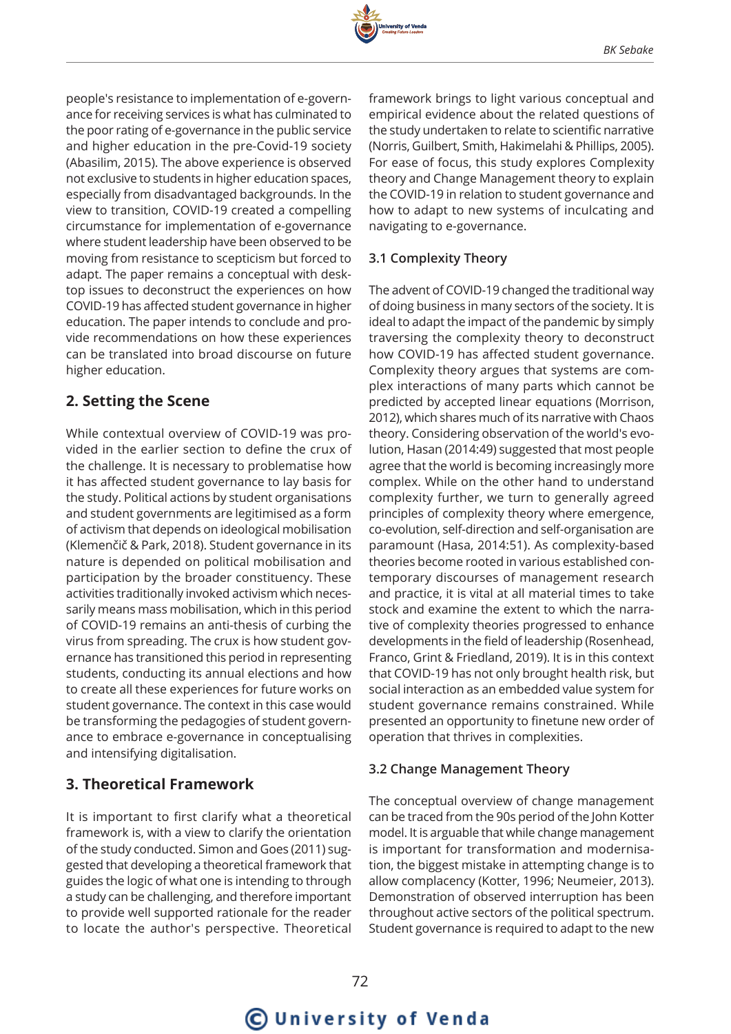people's resistance to implementation of e-governance for receiving services is what has culminated to the poor rating of e-governance in the public service and higher education in the pre-Covid-19 society (Abasilim, 2015). The above experience is observed not exclusive to students in higher education spaces, especially from disadvantaged backgrounds. In the view to transition, COVID-19 created a compelling circumstance for implementation of e-governance where student leadership have been observed to be moving from resistance to scepticism but forced to adapt. The paper remains a conceptual with desktop issues to deconstruct the experiences on how COVID-19 has affected student governance in higher education. The paper intends to conclude and provide recommendations on how these experiences can be translated into broad discourse on future higher education.

## 2. Setting the Scene

While contextual overview of COVID-19 was provided in the earlier section to define the crux of the challenge. It is necessary to problematise how it has affected student governance to lay basis for the study. Political actions by student organisations and student governments are legitimised as a form of activism that depends on ideological mobilisation (Klemenčič & Park, 2018). Student governance in its nature is depended on political mobilisation and participation by the broader constituency. These activities traditionally invoked activism which necessarily means mass mobilisation, which in this period of COVID-19 remains an anti-thesis of curbing the virus from spreading. The crux is how student governance has transitioned this period in representing students, conducting its annual elections and how to create all these experiences for future works on student governance. The context in this case would be transforming the pedagogies of student governance to embrace e-governance in conceptualising and intensifying digitalisation.

## 3. Theoretical Framework

It is important to first clarify what a theoretical framework is, with a view to clarify the orientation of the study conducted. Simon and Goes (2011) suggested that developing a theoretical framework that guides the logic of what one is intending to through a study can be challenging, and therefore important to provide well supported rationale for the reader to locate the author's perspective. Theoretical framework brings to light various conceptual and empirical evidence about the related questions of the study undertaken to relate to scientific narrative (Norris, Guilbert, Smith, Hakimelahi & Phillips, 2005). For ease of focus, this study explores Complexity theory and Change Management theory to explain the COVID-19 in relation to student governance and how to adapt to new systems of inculcating and navigating to e-governance.

### 3.1 Complexity Theory

The advent of COVID-19 changed the traditional way of doing business in many sectors of the society. It is ideal to adapt the impact of the pandemic by simply traversing the complexity theory to deconstruct how COVID-19 has affected student governance. Complexity theory argues that systems are complex interactions of many parts which cannot be predicted by accepted linear equations (Morrison, 2012), which shares much of its narrative with Chaos theory. Considering observation of the world's evolution, Hasan (2014:49) suggested that most people agree that the world is becoming increasingly more complex. While on the other hand to understand complexity further, we turn to generally agreed principles of complexity theory where emergence, co-evolution, self-direction and self-organisation are paramount (Hasa, 2014:51). As complexity-based theories become rooted in various established contemporary discourses of management research and practice, it is vital at all material times to take stock and examine the extent to which the narrative of complexity theories progressed to enhance developments in the field of leadership (Rosenhead, Franco, Grint & Friedland, 2019). It is in this context that COVID-19 has not only brought health risk, but social interaction as an embedded value system for student governance remains constrained. While presented an opportunity to finetune new order of operation that thrives in complexities.

### 3.2 Change Management Theory

The conceptual overview of change management can be traced from the 90s period of the John Kotter model. It is arguable that while change management is important for transformation and modernisation, the biggest mistake in attempting change is to allow complacency (Kotter, 1996; Neumeier, 2013). Demonstration of observed interruption has been throughout active sectors of the political spectrum. Student governance is required to adapt to the new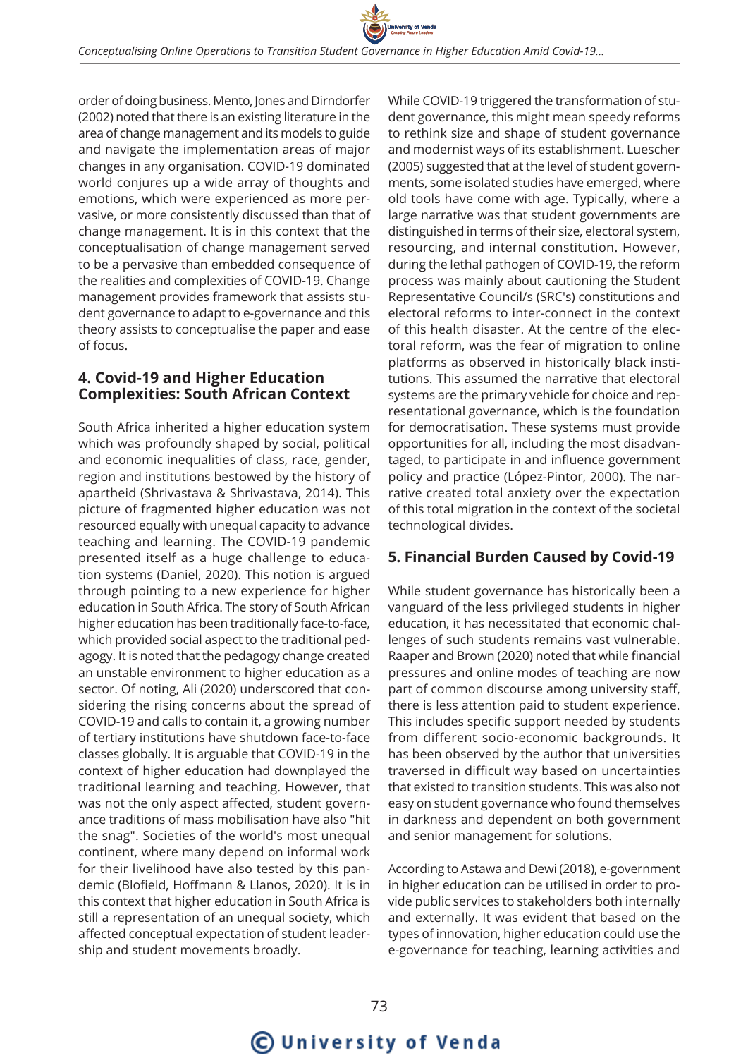order of doing business. Mento, Jones and Dirndorfer (2002) noted that there is an existing literature in the area of change management and its models to guide and navigate the implementation areas of major changes in any organisation. COVID-19 dominated world conjures up a wide array of thoughts and emotions, which were experienced as more pervasive, or more consistently discussed than that of change management. It is in this context that the conceptualisation of change management served to be a pervasive than embedded consequence of the realities and complexities of COVID-19. Change management provides framework that assists student governance to adapt to e-governance and this theory assists to conceptualise the paper and ease of focus.

## 4. Covid-19 and Higher Education Complexities: South African Context

South Africa inherited a higher education system which was profoundly shaped by social, political and economic inequalities of class, race, gender, region and institutions bestowed by the history of apartheid (Shrivastava & Shrivastava, 2014). This picture of fragmented higher education was not resourced equally with unequal capacity to advance teaching and learning. The COVID-19 pandemic presented itself as a huge challenge to education systems (Daniel, 2020). This notion is argued through pointing to a new experience for higher education in South Africa. The story of South African higher education has been traditionally face-to-face, which provided social aspect to the traditional pedagogy. It is noted that the pedagogy change created an unstable environment to higher education as a sector. Of noting, Ali (2020) underscored that considering the rising concerns about the spread of COVID-19 and calls to contain it, a growing number of tertiary institutions have shutdown face-to-face classes globally. It is arguable that COVID-19 in the context of higher education had downplayed the traditional learning and teaching. However, that was not the only aspect affected, student governance traditions of mass mobilisation have also "hit the snag". Societies of the world's most unequal continent, where many depend on informal work for their livelihood have also tested by this pandemic (Blofield, Hoffmann & Llanos, 2020). It is in this context that higher education in South Africa is still a representation of an unequal society, which affected conceptual expectation of student leadership and student movements broadly.

While COVID-19 triggered the transformation of student governance, this might mean speedy reforms to rethink size and shape of student governance and modernist ways of its establishment. Luescher (2005) suggested that at the level of student governments, some isolated studies have emerged, where old tools have come with age. Typically, where a large narrative was that student governments are distinguished in terms of their size, electoral system, resourcing, and internal constitution. However, during the lethal pathogen of COVID-19, the reform process was mainly about cautioning the Student Representative Council/s (SRC's) constitutions and electoral reforms to inter-connect in the context of this health disaster. At the centre of the electoral reform, was the fear of migration to online platforms as observed in historically black institutions. This assumed the narrative that electoral systems are the primary vehicle for choice and representational governance, which is the foundation for democratisation. These systems must provide opportunities for all, including the most disadvantaged, to participate in and influence government policy and practice (López-Pintor, 2000). The narrative created total anxiety over the expectation of this total migration in the context of the societal technological divides.

## 5. Financial Burden Caused by Covid-19

While student governance has historically been a vanguard of the less privileged students in higher education, it has necessitated that economic challenges of such students remains vast vulnerable. Raaper and Brown (2020) noted that while financial pressures and online modes of teaching are now part of common discourse among university staff, there is less attention paid to student experience. This includes specific support needed by students from different socio-economic backgrounds. It has been observed by the author that universities traversed in difficult way based on uncertainties that existed to transition students. This was also not easy on student governance who found themselves in darkness and dependent on both government and senior management for solutions.

According to Astawa and Dewi (2018), e-government in higher education can be utilised in order to provide public services to stakeholders both internally and externally. It was evident that based on the types of innovation, higher education could use the e-governance for teaching, learning activities and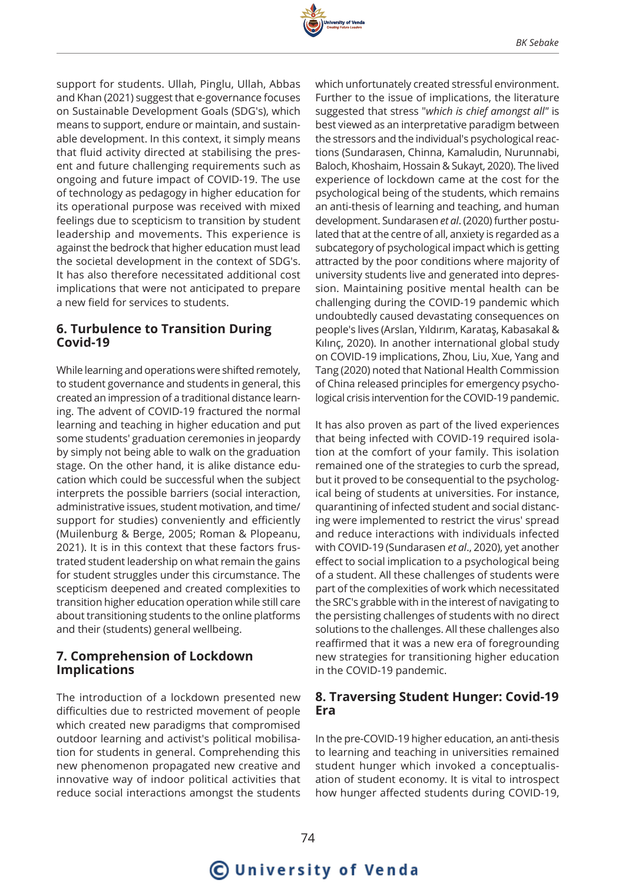support for students. Ullah, Pinglu, Ullah, Abbas and Khan (2021) suggest that e-governance focuses on Sustainable Development Goals (SDG's), which means to support, endure or maintain, and sustainable development. In this context, it simply means that fluid activity directed at stabilising the present and future challenging requirements such as ongoing and future impact of COVID-19. The use of technology as pedagogy in higher education for its operational purpose was received with mixed feelings due to scepticism to transition by student leadership and movements. This experience is against the bedrock that higher education must lead the societal development in the context of SDG's. It has also therefore necessitated additional cost implications that were not anticipated to prepare a new field for services to students.

## 6. Turbulence to Transition During Covid-19

While learning and operations were shifted remotely, to student governance and students in general, this created an impression of a traditional distance learning. The advent of COVID-19 fractured the normal learning and teaching in higher education and put some students' graduation ceremonies in jeopardy by simply not being able to walk on the graduation stage. On the other hand, it is alike distance education which could be successful when the subject interprets the possible barriers (social interaction, administrative issues, student motivation, and time/support for studies) conveniently and efficiently (Muilenburg & Berge, 2005; Roman & Plopeanu, 2021). It is in this context that these factors frustrated student leadership on what remain the gains for student struggles under this circumstance. The scepticism deepened and created complexities to transition higher education operation while still care about transitioning students to the online platforms and their (students) general wellbeing.

## 7. Comprehension of Lockdown Implications

The introduction of a lockdown presented new difficulties due to restricted movement of people which created new paradigms that compromised outdoor learning and activist's political mobilisation for students in general. Comprehending this new phenomenon propagated new creative and innovative way of indoor political activities that reduce social interactions amongst the students which unfortunately created stressful environment. Further to the issue of implications, the literature suggested that stress "*which is chief amongst all*" is best viewed as an interpretative paradigm between the stressors and the individual's psychological reactions (Sundarasen, Chinna, Kamaludin, Nurunnabi, Baloch, Khoshaim, Hossain & Sukayt, 2020). The lived experience of lockdown came at the cost for the psychological being of the students, which remains an anti-thesis of learning and teaching, and human development. Sundarasen *et al*. (2020) further postulated that at the centre of all, anxiety is regarded as a subcategory of psychological impact which is getting attracted by the poor conditions where majority of university students live and generated into depression. Maintaining positive mental health can be challenging during the COVID-19 pandemic which undoubtedly caused devastating consequences on people's lives (Arslan, Yıldırım, Karataş, Kabasakal & Kılınç, 2020). In another international global study on COVID-19 implications, Zhou, Liu, Xue, Yang and Tang (2020) noted that National Health Commission of China released principles for emergency psychological crisis intervention for the COVID-19 pandemic.

It has also proven as part of the lived experiences that being infected with COVID-19 required isolation at the comfort of your family. This isolation remained one of the strategies to curb the spread, but it proved to be consequential to the psychological being of students at universities. For instance, quarantining of infected student and social distancing were implemented to restrict the virus' spread and reduce interactions with individuals infected with COVID-19 (Sundarasen *et al*., 2020), yet another effect to social implication to a psychological being of a student. All these challenges of students were part of the complexities of work which necessitated the SRC's grabble with in the interest of navigating to the persisting challenges of students with no direct solutions to the challenges. All these challenges also reaffirmed that it was a new era of foregrounding new strategies for transitioning higher education in the COVID-19 pandemic.

## 8. Traversing Student Hunger: Covid-19 Era

In the pre-COVID-19 higher education, an anti-thesis to learning and teaching in universities remained student hunger which invoked a conceptualisation of student economy. It is vital to introspect how hunger affected students during COVID-19,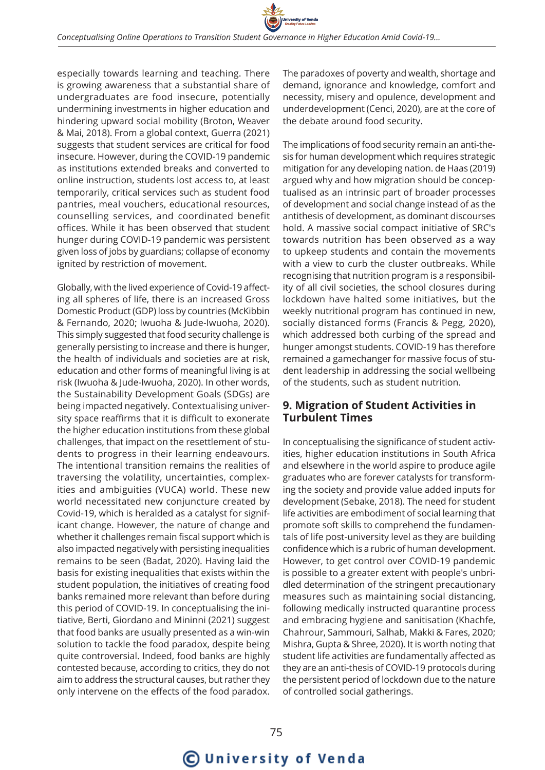especially towards learning and teaching. There is growing awareness that a substantial share of undergraduates are food insecure, potentially undermining investments in higher education and hindering upward social mobility (Broton, Weaver & Mai, 2018). From a global context, Guerra (2021) suggests that student services are critical for food insecure. However, during the COVID-19 pandemic as institutions extended breaks and converted to online instruction, students lost access to, at least temporarily, critical services such as student food pantries, meal vouchers, educational resources, counselling services, and coordinated benefit offices. While it has been observed that student hunger during COVID-19 pandemic was persistent given loss of jobs by guardians; collapse of economy ignited by restriction of movement.

Globally, with the lived experience of Covid-19 affecting all spheres of life, there is an increased Gross Domestic Product (GDP) loss by countries (McKibbin & Fernando, 2020; Iwuoha & Jude-Iwuoha, 2020). This simply suggested that food security challenge is generally persisting to increase and there is hunger, the health of individuals and societies are at risk, education and other forms of meaningful living is at risk (Iwuoha & Jude-Iwuoha, 2020). In other words, the Sustainability Development Goals (SDGs) are being impacted negatively. Contextualising university space reaffirms that it is difficult to exonerate the higher education institutions from these global challenges, that impact on the resettlement of students to progress in their learning endeavours. The intentional transition remains the realities of traversing the volatility, uncertainties, complexities and ambiguities (VUCA) world. These new world necessitated new conjuncture created by Covid-19, which is heralded as a catalyst for significant change. However, the nature of change and whether it challenges remain fiscal support which is also impacted negatively with persisting inequalities remains to be seen (Badat, 2020). Having laid the basis for existing inequalities that exists within the student population, the initiatives of creating food banks remained more relevant than before during this period of COVID-19. In conceptualising the initiative, Berti, Giordano and Mininni (2021) suggest that food banks are usually presented as a win-win solution to tackle the food paradox, despite being quite controversial. Indeed, food banks are highly contested because, according to critics, they do not aim to address the structural causes, but rather they only intervene on the effects of the food paradox. The paradoxes of poverty and wealth, shortage and demand, ignorance and knowledge, comfort and necessity, misery and opulence, development and underdevelopment (Cenci, 2020), are at the core of the debate around food security.

The implications of food security remain an anti-thesis for human development which requires strategic mitigation for any developing nation. de Haas (2019) argued why and how migration should be conceptualised as an intrinsic part of broader processes of development and social change instead of as the antithesis of development, as dominant discourses hold. A massive social compact initiative of SRC's towards nutrition has been observed as a way to upkeep students and contain the movements with a view to curb the cluster outbreaks. While recognising that nutrition program is a responsibility of all civil societies, the school closures during lockdown have halted some initiatives, but the weekly nutritional program has continued in new, socially distanced forms (Francis & Pegg, 2020), which addressed both curbing of the spread and hunger amongst students. COVID-19 has therefore remained a gamechanger for massive focus of student leadership in addressing the social wellbeing of the students, such as student nutrition.

## 9. Migration of Student Activities in Turbulent Times

In conceptualising the significance of student activities, higher education institutions in South Africa and elsewhere in the world aspire to produce agile graduates who are forever catalysts for transforming the society and provide value added inputs for development (Sebake, 2018). The need for student life activities are embodiment of social learning that promote soft skills to comprehend the fundamentals of life post-university level as they are building confidence which is a rubric of human development. However, to get control over COVID-19 pandemic is possible to a greater extent with people's unbridled determination of the stringent precautionary measures such as maintaining social distancing, following medically instructed quarantine process and embracing hygiene and sanitisation (Khachfe, Chahrour, Sammouri, Salhab, Makki & Fares, 2020; Mishra, Gupta & Shree, 2020). It is worth noting that student life activities are fundamentally affected as they are an anti-thesis of COVID-19 protocols during the persistent period of lockdown due to the nature of controlled social gatherings.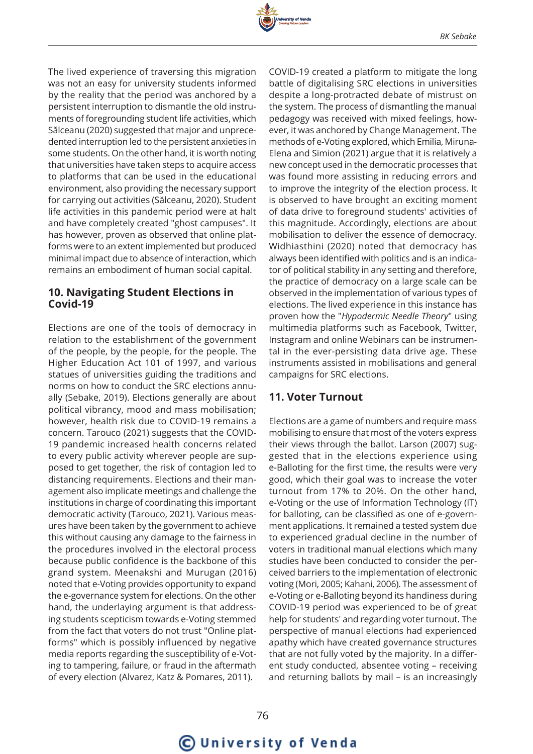The lived experience of traversing this migration was not an easy for university students informed by the reality that the period was anchored by a persistent interruption to dismantle the old instruments of foregrounding student life activities, which Sălceanu (2020) suggested that major and unprecedented interruption led to the persistent anxieties in some students. On the other hand, it is worth noting that universities have taken steps to acquire access to platforms that can be used in the educational environment, also providing the necessary support for carrying out activities (Sălceanu, 2020). Student life activities in this pandemic period were at halt and have completely created "ghost campuses". It has however, proven as observed that online platforms were to an extent implemented but produced minimal impact due to absence of interaction, which remains an embodiment of human social capital.

## 10. Navigating Student Elections in Covid-19

Elections are one of the tools of democracy in relation to the establishment of the government of the people, by the people, for the people. The Higher Education Act 101 of 1997, and various statues of universities guiding the traditions and norms on how to conduct the SRC elections annually (Sebake, 2019). Elections generally are about political vibrancy, mood and mass mobilisation; however, health risk due to COVID-19 remains a concern. Tarouco (2021) suggests that the COVID-19 pandemic increased health concerns related to every public activity wherever people are supposed to get together, the risk of contagion led to distancing requirements. Elections and their management also implicate meetings and challenge the institutions in charge of coordinating this important democratic activity (Tarouco, 2021). Various measures have been taken by the government to achieve this without causing any damage to the fairness in the procedures involved in the electoral process because public confidence is the backbone of this grand system. Meenakshi and Murugan (2016) noted that e-Voting provides opportunity to expand the e-governance system for elections. On the other hand, the underlaying argument is that addressing students scepticism towards e-Voting stemmed from the fact that voters do not trust "Online platforms" which is possibly influenced by negative media reports regarding the susceptibility of e-Voting to tampering, failure, or fraud in the aftermath of every election (Alvarez, Katz & Pomares, 2011).

COVID-19 created a platform to mitigate the long battle of digitalising SRC elections in universities despite a long-protracted debate of mistrust on the system. The process of dismantling the manual pedagogy was received with mixed feelings, however, it was anchored by Change Management. The methods of e-Voting explored, which Emilia, Miruna-Elena and Simion (2021) argue that it is relatively a new concept used in the democratic processes that was found more assisting in reducing errors and to improve the integrity of the election process. It is observed to have brought an exciting moment of data drive to foreground students' activities of this magnitude. Accordingly, elections are about mobilisation to deliver the essence of democracy. Widhiasthini (2020) noted that democracy has always been identified with politics and is an indicator of political stability in any setting and therefore, the practice of democracy on a large scale can be observed in the implementation of various types of elections. The lived experience in this instance has proven how the "*Hypodermic Needle Theory*" using multimedia platforms such as Facebook, Twitter, Instagram and online Webinars can be instrumental in the ever-persisting data drive age. These instruments assisted in mobilisations and general campaigns for SRC elections.

## 11. Voter Turnout

Elections are a game of numbers and require mass mobilising to ensure that most of the voters express their views through the ballot. Larson (2007) suggested that in the elections experience using e-Balloting for the first time, the results were very good, which their goal was to increase the voter turnout from 17% to 20%. On the other hand, e-Voting or the use of Information Technology (IT) for balloting, can be classified as one of e-government applications. It remained a tested system due to experienced gradual decline in the number of voters in traditional manual elections which many studies have been conducted to consider the perceived barriers to the implementation of electronic voting (Mori, 2005; Kahani, 2006). The assessment of e-Voting or e-Balloting beyond its handiness during COVID-19 period was experienced to be of great help for students' and regarding voter turnout. The perspective of manual elections had experienced apathy which have created governance structures that are not fully voted by the majority. In a different study conducted, absentee voting – receiving and returning ballots by mail – is an increasingly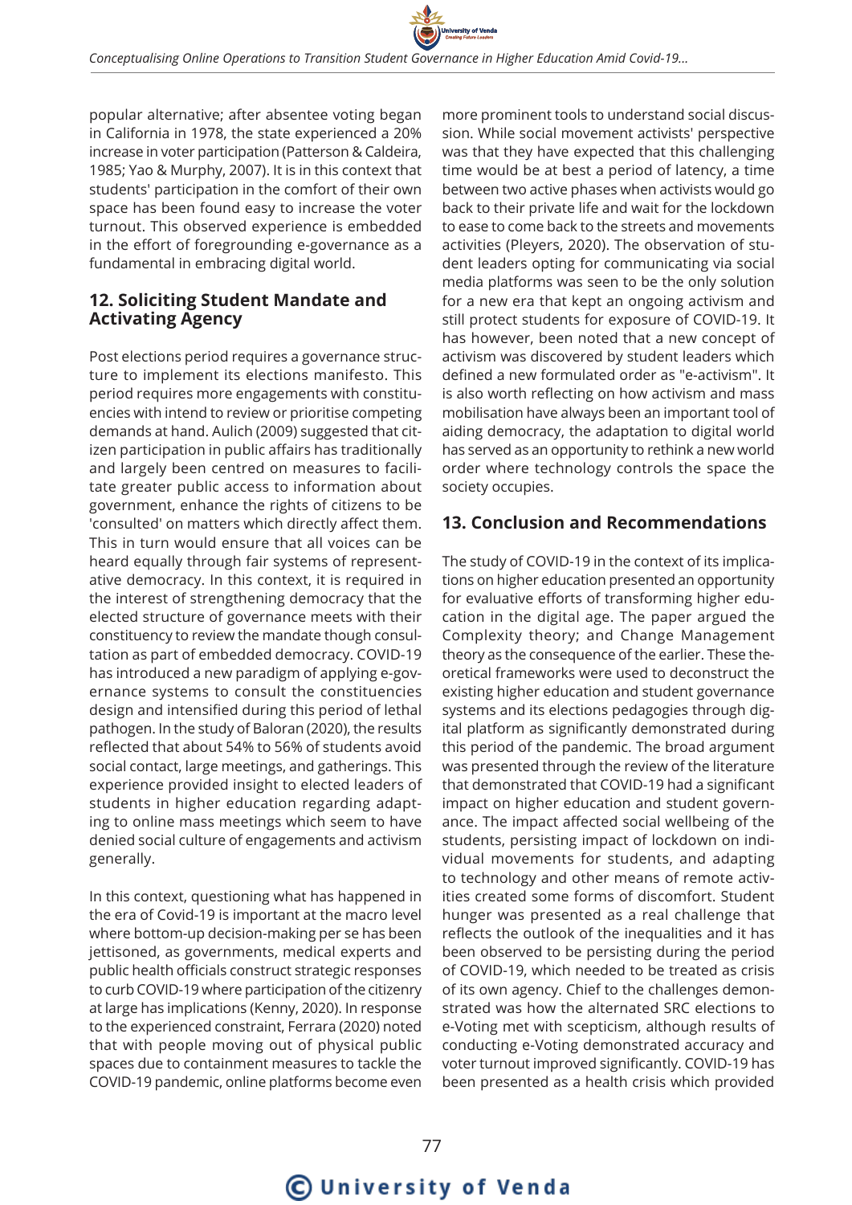popular alternative; after absentee voting began in California in 1978, the state experienced a 20% increase in voter participation (Patterson & Caldeira, 1985; Yao & Murphy, 2007). It is in this context that students' participation in the comfort of their own space has been found easy to increase the voter turnout. This observed experience is embedded in the effort of foregrounding e-governance as a fundamental in embracing digital world.

## 12. Soliciting Student Mandate and Activating Agency

Post elections period requires a governance structure to implement its elections manifesto. This period requires more engagements with constituencies with intend to review or prioritise competing demands at hand. Aulich (2009) suggested that citizen participation in public affairs has traditionally and largely been centred on measures to facilitate greater public access to information about government, enhance the rights of citizens to be 'consulted' on matters which directly affect them. This in turn would ensure that all voices can be heard equally through fair systems of representative democracy. In this context, it is required in the interest of strengthening democracy that the elected structure of governance meets with their constituency to review the mandate though consultation as part of embedded democracy. COVID-19 has introduced a new paradigm of applying e-governance systems to consult the constituencies design and intensified during this period of lethal pathogen. In the study of Baloran (2020), the results reflected that about 54% to 56% of students avoid social contact, large meetings, and gatherings. This experience provided insight to elected leaders of students in higher education regarding adapting to online mass meetings which seem to have denied social culture of engagements and activism generally.

In this context, questioning what has happened in the era of Covid-19 is important at the macro level where bottom-up decision-making per se has been jettisoned, as governments, medical experts and public health officials construct strategic responses to curb COVID-19 where participation of the citizenry at large has implications (Kenny, 2020). In response to the experienced constraint, Ferrara (2020) noted that with people moving out of physical public spaces due to containment measures to tackle the COVID-19 pandemic, online platforms become even more prominent tools to understand social discussion. While social movement activists' perspective was that they have expected that this challenging time would be at best a period of latency, a time between two active phases when activists would go back to their private life and wait for the lockdown to ease to come back to the streets and movements activities (Pleyers, 2020). The observation of student leaders opting for communicating via social media platforms was seen to be the only solution for a new era that kept an ongoing activism and still protect students for exposure of COVID-19. It has however, been noted that a new concept of activism was discovered by student leaders which defined a new formulated order as "e-activism". It is also worth reflecting on how activism and mass mobilisation have always been an important tool of aiding democracy, the adaptation to digital world has served as an opportunity to rethink a new world order where technology controls the space the society occupies.

## 13. Conclusion and Recommendations

The study of COVID-19 in the context of its implications on higher education presented an opportunity for evaluative efforts of transforming higher education in the digital age. The paper argued the Complexity theory; and Change Management theory as the consequence of the earlier. These theoretical frameworks were used to deconstruct the existing higher education and student governance systems and its elections pedagogies through digital platform as significantly demonstrated during this period of the pandemic. The broad argument was presented through the review of the literature that demonstrated that COVID-19 had a significant impact on higher education and student governance. The impact affected social wellbeing of the students, persisting impact of lockdown on individual movements for students, and adapting to technology and other means of remote activities created some forms of discomfort. Student hunger was presented as a real challenge that reflects the outlook of the inequalities and it has been observed to be persisting during the period of COVID-19, which needed to be treated as crisis of its own agency. Chief to the challenges demonstrated was how the alternated SRC elections to e-Voting met with scepticism, although results of conducting e-Voting demonstrated accuracy and voter turnout improved significantly. COVID-19 has been presented as a health crisis which provided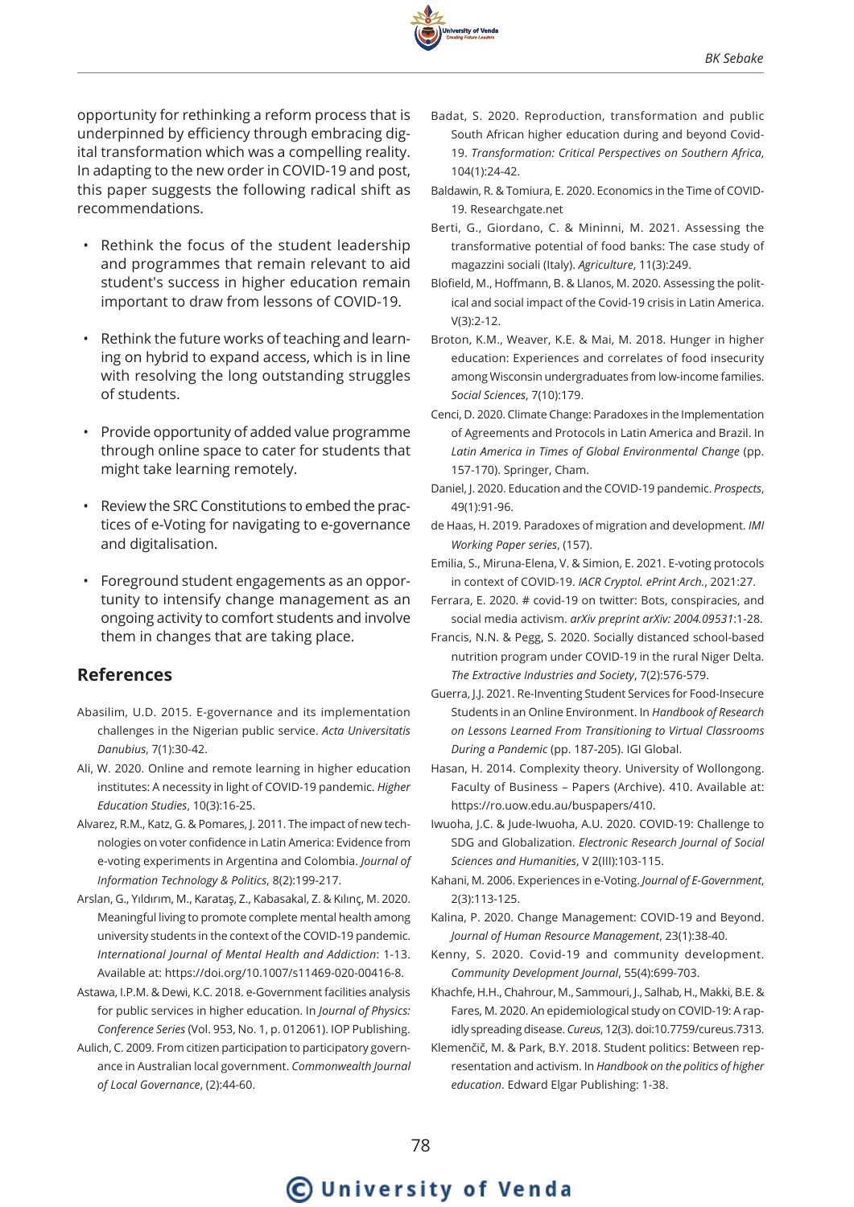opportunity for rethinking a reform process that is underpinned by efficiency through embracing digital transformation which was a compelling reality. In adapting to the new order in COVID-19 and post, this paper suggests the following radical shift as recommendations.

- Rethink the focus of the student leadership and programmes that remain relevant to aid student's success in higher education remain important to draw from lessons of COVID-19.
- Rethink the future works of teaching and learning on hybrid to expand access, which is in line with resolving the long outstanding struggles of students.
- Provide opportunity of added value programme through online space to cater for students that might take learning remotely.
- Review the SRC Constitutions to embed the practices of e-Voting for navigating to e-governance and digitalisation.
- Foreground student engagements as an opportunity to intensify change management as an ongoing activity to comfort students and involve them in changes that are taking place.

## References

Abasilim, U.D. 2015. E-governance and its implementation challenges in the Nigerian public service. *Acta Universitatis Danubius*, 7(1):30-42.

Ali, W. 2020. Online and remote learning in higher education institutes: A necessity in light of COVID-19 pandemic. *Higher Education Studies*, 10(3):16-25.

Alvarez, R.M., Katz, G. & Pomares, J. 2011. The impact of new technologies on voter confidence in Latin America: Evidence from e-voting experiments in Argentina and Colombia. *Journal of Information Technology & Politics*, 8(2):199-217.

Arslan, G., Yıldırım, M., Karataş, Z., Kabasakal, Z. & Kılınç, M. 2020. Meaningful living to promote complete mental health among university students in the context of the COVID-19 pandemic. *International Journal of Mental Health and Addiction*: 1-13. Available at: https://doi.org/10.1007/s11469-020-00416-8.

Astawa, I.P.M. & Dewi, K.C. 2018. e-Government facilities analysis for public services in higher education. In *Journal of Physics: Conference Series* (Vol. 953, No. 1, p. 012061). IOP Publishing.

Aulich, C. 2009. From citizen participation to participatory governance in Australian local government. *Commonwealth Journal of Local Governance*, (2):44-60.

Badat, S. 2020. Reproduction, transformation and public South African higher education during and beyond Covid-19. *Transformation: Critical Perspectives on Southern Africa*, 104(1):24-42.

Baldawin, R. & Tomiura, E. 2020. Economics in the Time of COVID-19. Researchgate.net

Berti, G., Giordano, C. & Mininni, M. 2021. Assessing the transformative potential of food banks: The case study of magazzini sociali (Italy). *Agriculture*, 11(3):249.

Blofield, M., Hoffmann, B. & Llanos, M. 2020. Assessing the political and social impact of the Covid-19 crisis in Latin America. V(3):2-12.

Broton, K.M., Weaver, K.E. & Mai, M. 2018. Hunger in higher education: Experiences and correlates of food insecurity among Wisconsin undergraduates from low-income families. *Social Sciences*, 7(10):179.

Cenci, D. 2020. Climate Change: Paradoxes in the Implementation of Agreements and Protocols in Latin America and Brazil. In *Latin America in Times of Global Environmental Change* (pp. 157-170). Springer, Cham.

Daniel, J. 2020. Education and the COVID-19 pandemic. *Prospects*, 49(1):91-96.

de Haas, H. 2019. Paradoxes of migration and development. *IMI Working Paper series*, (157).

Emilia, S., Miruna-Elena, V. & Simion, E. 2021. E-voting protocols in context of COVID-19. *IACR Cryptol. ePrint Arch.*, 2021:27.

Ferrara, E. 2020. # covid-19 on twitter: Bots, conspiracies, and social media activism. *arXiv preprint arXiv: 2004.09531*:1-28.

Francis, N.N. & Pegg, S. 2020. Socially distanced school-based nutrition program under COVID-19 in the rural Niger Delta. *The Extractive Industries and Society*, 7(2):576-579.

Guerra, J.J. 2021. Re-Inventing Student Services for Food-Insecure Students in an Online Environment. In *Handbook of Research on Lessons Learned From Transitioning to Virtual Classrooms During a Pandemic* (pp. 187-205). IGI Global.

Hasan, H. 2014. Complexity theory. University of Wollongong. Faculty of Business – Papers (Archive). 410. Available at: https://ro.uow.edu.au/buspapers/410.

Iwuoha, J.C. & Jude-Iwuoha, A.U. 2020. COVID-19: Challenge to SDG and Globalization. *Electronic Research Journal of Social Sciences and Humanities*, V 2(III):103-115.

Kahani, M. 2006. Experiences in e-Voting. *Journal of E-Government*, 2(3):113-125.

Kalina, P. 2020. Change Management: COVID-19 and Beyond. *Journal of Human Resource Management*, 23(1):38-40.

Kenny, S. 2020. Covid-19 and community development. *Community Development Journal*, 55(4):699-703.

Khachfe, H.H., Chahrour, M., Sammouri, J., Salhab, H., Makki, B.E. & Fares, M. 2020. An epidemiological study on COVID-19: A rapidly spreading disease. *Cureus*, 12(3). doi:10.7759/cureus.7313.

Klemenčič, M. & Park, B.Y. 2018. Student politics: Between representation and activism. In *Handbook on the politics of higher education*. Edward Elgar Publishing: 1-38.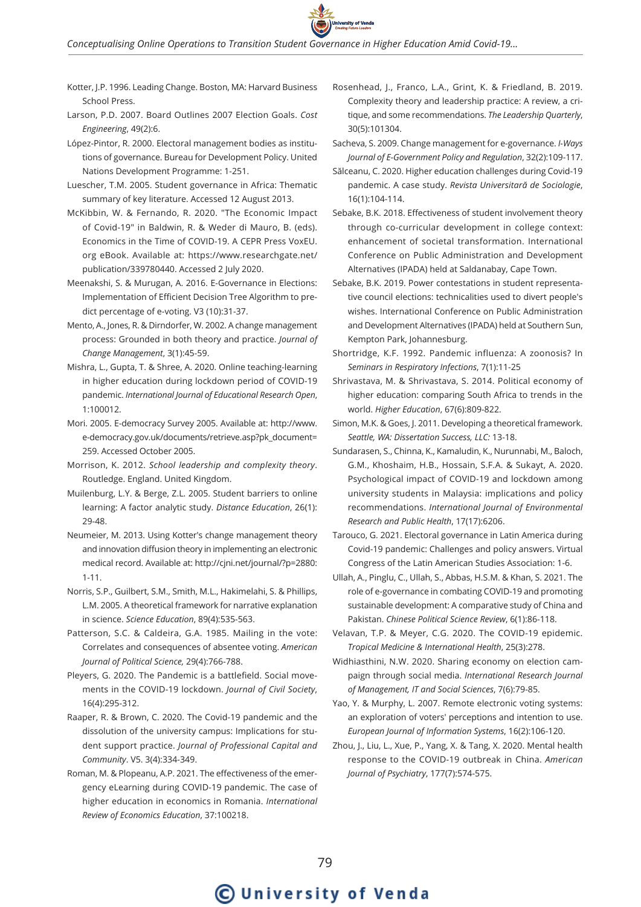Kotter, J.P. 1996. Leading Change. Boston, MA: Harvard Business School Press.

Larson, P.D. 2007. Board Outlines 2007 Election Goals. *Cost Engineering*, 49(2):6.

López-Pintor, R. 2000. Electoral management bodies as institutions of governance. Bureau for Development Policy. United Nations Development Programme: 1-251.

Luescher, T.M. 2005. Student governance in Africa: Thematic summary of key literature. Accessed 12 August 2013.

McKibbin, W. & Fernando, R. 2020. "The Economic Impact of Covid-19" in Baldwin, R. & Weder di Mauro, B. (eds). Economics in the Time of COVID-19. A CEPR Press VoxEU. org eBook. Available at: https://www.researchgate.net/publication/339780440. Accessed 2 July 2020.

Meenakshi, S. & Murugan, A. 2016. E-Governance in Elections: Implementation of Efficient Decision Tree Algorithm to predict percentage of e-voting. V3 (10):31-37.

Mento, A., Jones, R. & Dirndorfer, W. 2002. A change management process: Grounded in both theory and practice. *Journal of Change Management*, 3(1):45-59.

Mishra, L., Gupta, T. & Shree, A. 2020. Online teaching-learning in higher education during lockdown period of COVID-19 pandemic. *International Journal of Educational Research Open*, 1:100012.

Mori. 2005. E-democracy Survey 2005. Available at: http://www.e-democracy.gov.uk/documents/retrieve.asp?pk_document=259. Accessed October 2005.

Morrison, K. 2012. *School leadership and complexity theory*. Routledge. England. United Kingdom.

Muilenburg, L.Y. & Berge, Z.L. 2005. Student barriers to online learning: A factor analytic study. *Distance Education*, 26(1):29-48.

Neumeier, M. 2013. Using Kotter's change management theory and innovation diffusion theory in implementing an electronic medical record. Available at: http://cjni.net/journal/?p=2880: 1-11.

Norris, S.P., Guilbert, S.M., Smith, M.L., Hakimelahi, S. & Phillips, L.M. 2005. A theoretical framework for narrative explanation in science. *Science Education*, 89(4):535-563.

Patterson, S.C. & Caldeira, G.A. 1985. Mailing in the vote: Correlates and consequences of absentee voting. *American Journal of Political Science,* 29(4):766-788.

Pleyers, G. 2020. The Pandemic is a battlefield. Social movements in the COVID-19 lockdown. *Journal of Civil Society*, 16(4):295-312.

Raaper, R. & Brown, C. 2020. The Covid-19 pandemic and the dissolution of the university campus: Implications for student support practice. *Journal of Professional Capital and Community*. V5. 3(4):334-349.

Roman, M. & Plopeanu, A.P. 2021. The effectiveness of the emergency eLearning during COVID-19 pandemic. The case of higher education in economics in Romania. *International Review of Economics Education*, 37:100218.

Rosenhead, J., Franco, L.A., Grint, K. & Friedland, B. 2019. Complexity theory and leadership practice: A review, a critique, and some recommendations. *The Leadership Quarterly*, 30(5):101304.

Sacheva, S. 2009. Change management for e-governance. *I-Ways Journal of E-Government Policy and Regulation*, 32(2):109-117.

Sălceanu, C. 2020. Higher education challenges during Covid-19 pandemic. A case study. *Revista Universitară de Sociologie*, 16(1):104-114.

Sebake, B.K. 2018. Effectiveness of student involvement theory through co-curricular development in college context: enhancement of societal transformation. International Conference on Public Administration and Development Alternatives (IPADA) held at Saldanabay, Cape Town.

Sebake, B.K. 2019. Power contestations in student representative council elections: technicalities used to divert people's wishes. International Conference on Public Administration and Development Alternatives (IPADA) held at Southern Sun, Kempton Park, Johannesburg.

Shortridge, K.F. 1992. Pandemic influenza: A zoonosis? In *Seminars in Respiratory Infections*, 7(1):11-25

Shrivastava, M. & Shrivastava, S. 2014. Political economy of higher education: comparing South Africa to trends in the world. *Higher Education*, 67(6):809-822.

Simon, M.K. & Goes, J. 2011. Developing a theoretical framework. *Seattle, WA: Dissertation Success, LLC:* 13-18.

Sundarasen, S., Chinna, K., Kamaludin, K., Nurunnabi, M., Baloch, G.M., Khoshaim, H.B., Hossain, S.F.A. & Sukayt, A. 2020. Psychological impact of COVID-19 and lockdown among university students in Malaysia: implications and policy recommendations. *International Journal of Environmental Research and Public Health*, 17(17):6206.

Tarouco, G. 2021. Electoral governance in Latin America during Covid-19 pandemic: Challenges and policy answers. Virtual Congress of the Latin American Studies Association: 1-6.

Ullah, A., Pinglu, C., Ullah, S., Abbas, H.S.M. & Khan, S. 2021. The role of e-governance in combating COVID-19 and promoting sustainable development: A comparative study of China and Pakistan. *Chinese Political Science Review*, 6(1):86-118.

Velavan, T.P. & Meyer, C.G. 2020. The COVID-19 epidemic. *Tropical Medicine & International Health*, 25(3):278.

Widhiasthini, N.W. 2020. Sharing economy on election campaign through social media. *International Research Journal of Management, IT and Social Sciences*, 7(6):79-85.

Yao, Y. & Murphy, L. 2007. Remote electronic voting systems: an exploration of voters' perceptions and intention to use. *European Journal of Information Systems*, 16(2):106-120.

Zhou, J., Liu, L., Xue, P., Yang, X. & Tang, X. 2020. Mental health response to the COVID-19 outbreak in China. *American Journal of Psychiatry*, 177(7):574-575.